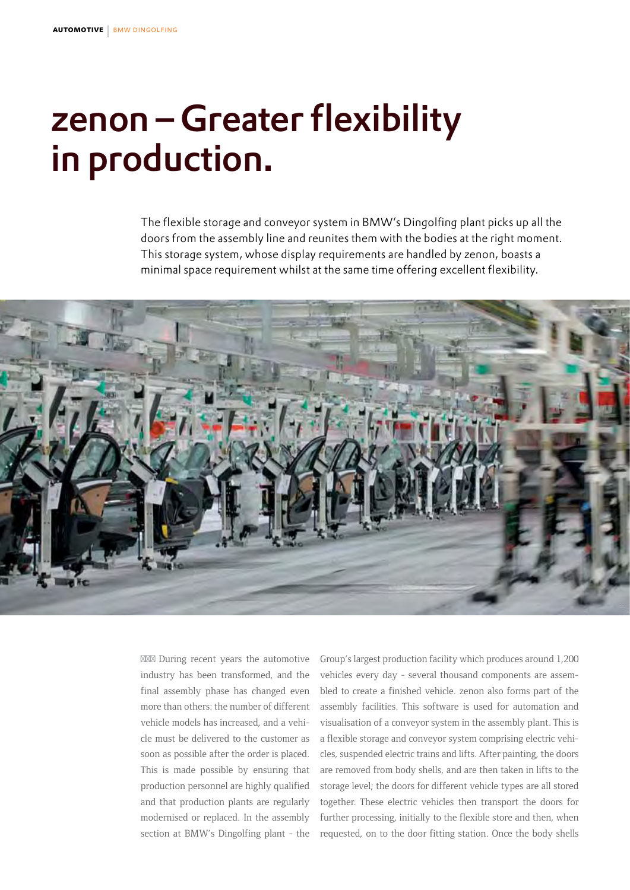# zenon – Greater flexibility in production.

The flexible storage and conveyor system in BMW's Dingolfing plant picks up all the doors from the assembly line and reunites them with the bodies at the right moment. This storage system, whose display requirements are handled by zenon, boasts a minimal space requirement whilst at the same time offering excellent flexibility.

During recent years the automotive industry has been transformed, and the final assembly phase has changed even more than others: the number of different vehicle models has increased, and a vehicle must be delivered to the customer as soon as possible after the order is placed. This is made possible by ensuring that production personnel are highly qualified and that production plants are regularly modernised or replaced. In the assembly section at BMW's Dingolfing plant - the Group's largest production facility which produces around 1,200 vehicles every day - several thousand components are assembled to create a finished vehicle. zenon also forms part of the assembly facilities. This software is used for automation and visualisation of a conveyor system in the assembly plant. This is a flexible storage and conveyor system comprising electric vehicles, suspended electric trains and lifts. After painting, the doors are removed from body shells, and are then taken in lifts to the storage level; the doors for different vehicle types are all stored together. These electric vehicles then transport the doors for further processing, initially to the flexible store and then, when requested, on to the door fitting station. Once the body shells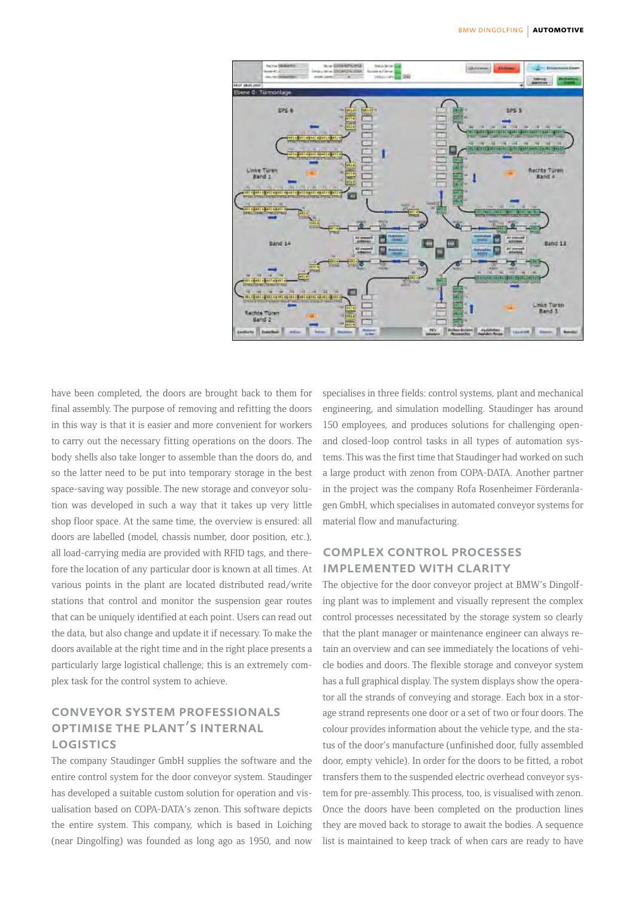have been completed, the doors are brought back to them for final assembly. The purpose of removing and refitting the doors in this way is that it is easier and more convenient for workers to carry out the necessary fitting operations on the doors. The body shells also take longer to assemble than the doors do, and so the latter need to be put into temporary storage in the best space-saving way possible. The new storage and conveyor solution was developed in such a way that it takes up very little shop floor space. At the same time, the overview is ensured: all doors are labelled (model, chassis number, door position, etc.), all load-carrying media are provided with RFID tags, and therefore the location of any particular door is known at all times. At various points in the plant are located distributed read/write stations that control and monitor the suspension gear routes that can be uniquely identified at each point. Users can read out the data, but also change and update it if necessary. To make the doors available at the right time and in the right place presents a particularly large logistical challenge; this is an extremely complex task for the control system to achieve.

## CONVEYOR SYSTEM PROFESSIONALS OPTIMISE THE PLANT'S INTERNAL LOGISTICS

The company Staudinger GmbH supplies the software and the entire control system for the door conveyor system. Staudinger has developed a suitable custom solution for operation and visualisation based on COPA-DATA's zenon. This software depicts the entire system. This company, which is based in Loiching (near Dingolfing) was founded as long ago as 1950, and now specialises in three fields: control systems, plant and mechanical engineering, and simulation modelling. Staudinger has around 150 employees, and produces solutions for challenging open- and closed-loop control tasks in all types of automation systems. This was the first time that Staudinger had worked on such a large product with zenon from COPA-DATA. Another partner in the project was the company Rofa Rosenheimer Förderanlagen GmbH, which specialises in automated conveyor systems for material flow and manufacturing.

## COMPLEX CONTROL PROCESSES IMPLEMENTED WITH CLARITY

The objective for the door conveyor project at BMW's Dingolfing plant was to implement and visually represent the complex control processes necessitated by the storage system so clearly that the plant manager or maintenance engineer can always retain an overview and can see immediately the locations of vehicle bodies and doors. The flexible storage and conveyor system has a full graphical display. The system displays show the operator all the strands of conveying and storage. Each box in a storage strand represents one door or a set of two or four doors. The colour provides information about the vehicle type, and the status of the door's manufacture (unfinished door, fully assembled door, empty vehicle). In order for the doors to be fitted, a robot transfers them to the suspended electric overhead conveyor system for pre-assembly. This process, too, is visualised with zenon. Once the doors have been completed on the production lines they are moved back to storage to await the bodies. A sequence list is maintained to keep track of when cars are ready to have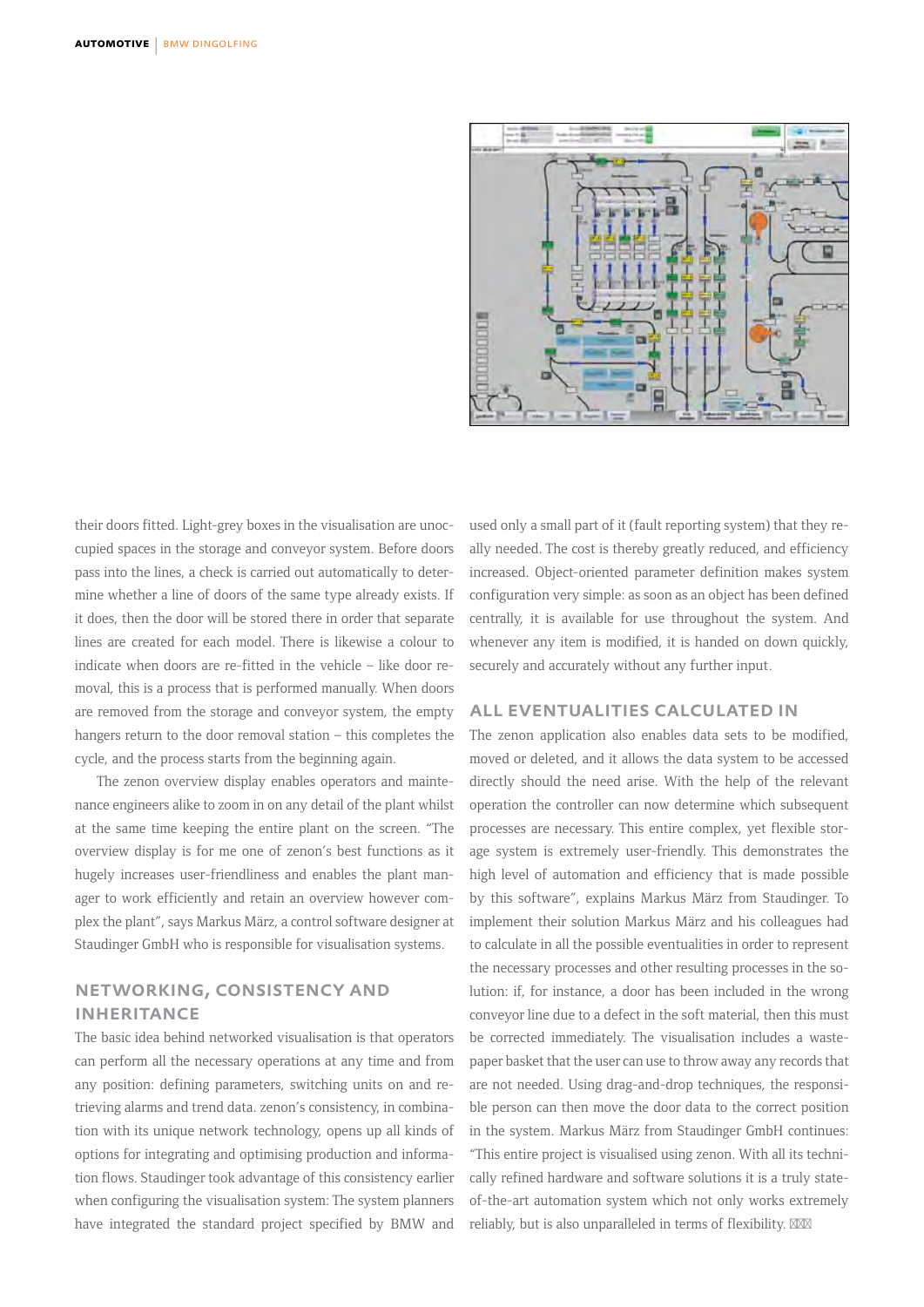their doors fitted. Light-grey boxes in the visualisation are unoccupied spaces in the storage and conveyor system. Before doors pass into the lines, a check is carried out automatically to determine whether a line of doors of the same type already exists. If it does, then the door will be stored there in order that separate lines are created for each model. There is likewise a colour to indicate when doors are re-fitted in the vehicle – like door removal, this is a process that is performed manually. When doors are removed from the storage and conveyor system, the empty hangers return to the door removal station – this completes the cycle, and the process starts from the beginning again.

The zenon overview display enables operators and maintenance engineers alike to zoom in on any detail of the plant whilst at the same time keeping the entire plant on the screen. "The overview display is for me one of zenon's best functions as it hugely increases user-friendliness and enables the plant manager to work efficiently and retain an overview however complex the plant", says Markus März, a control software designer at Staudinger GmbH who is responsible for visualisation systems.

## NETWORKING, CONSISTENCY AND INHERITANCE

The basic idea behind networked visualisation is that operators can perform all the necessary operations at any time and from any position: defining parameters, switching units on and retrieving alarms and trend data. zenon's consistency, in combination with its unique network technology, opens up all kinds of options for integrating and optimising production and information flows. Staudinger took advantage of this consistency earlier when configuring the visualisation system: The system planners have integrated the standard project specified by BMW and used only a small part of it (fault reporting system) that they really needed. The cost is thereby greatly reduced, and efficiency increased. Object-oriented parameter definition makes system configuration very simple: as soon as an object has been defined centrally, it is available for use throughout the system. And whenever any item is modified, it is handed on down quickly, securely and accurately without any further input.

## ALL EVENTUALITIES CALCULATED IN

The zenon application also enables data sets to be modified, moved or deleted, and it allows the data system to be accessed directly should the need arise. With the help of the relevant operation the controller can now determine which subsequent processes are necessary. This entire complex, yet flexible storage system is extremely user-friendly. This demonstrates the high level of automation and efficiency that is made possible by this software", explains Markus März from Staudinger. To implement their solution Markus März and his colleagues had to calculate in all the possible eventualities in order to represent the necessary processes and other resulting processes in the solution: if, for instance, a door has been included in the wrong conveyor line due to a defect in the soft material, then this must be corrected immediately. The visualisation includes a wastepaper basket that the user can use to throw away any records that are not needed. Using drag-and-drop techniques, the responsible person can then move the door data to the correct position in the system. Markus März from Staudinger GmbH continues: "This entire project is visualised using zenon. With all its technically refined hardware and software solutions it is a truly state-of-the-art automation system which not only works extremely reliably, but is also unparalleled in terms of flexibility.